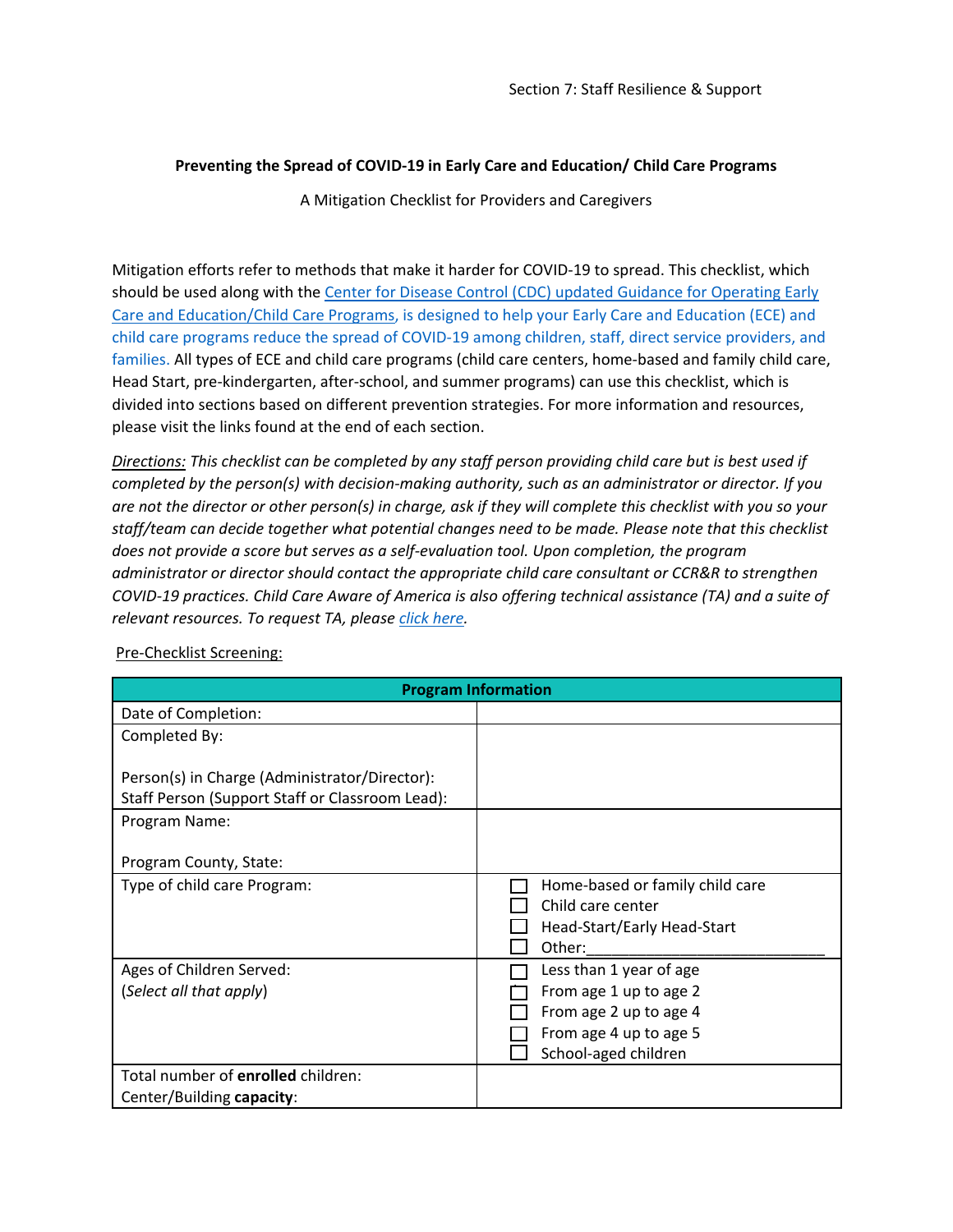Section 7: Staff Resilience & Support

**Preventing the Spread of COVID-19 in Early Care and Education/ Child Care Programs**

A Mitigation Checklist for Providers and Caregivers

Mitigation efforts refer to methods that make it harder for COVID-19 to spread. This checklist, which should be used along with the Center for Disease Control (CDC) updated Guidance for Operating Early Care and Education/Child Care Programs, is designed to help your Early Care and Education (ECE) and child care programs reduce the spread of COVID-19 among children, staff, direct service providers, and families. All types of ECE and child care programs (child care centers, home-based and family child care, Head Start, pre-kindergarten, after-school, and summer programs) can use this checklist, which is divided into sections based on different prevention strategies. For more information and resources, please visit the links found at the end of each section.

*Directions: This checklist can be completed by any staff person providing child care but is best used if completed by the person(s) with decision-making authority, such as an administrator or director. If you are not the director or other person(s) in charge, ask if they will complete this checklist with you so your staff/team can decide together what potential changes need to be made. Please note that this checklist does not provide a score but serves as a self-evaluation tool. Upon completion, the program administrator or director should contact the appropriate child care consultant or CCR&R to strengthen COVID-19 practices. Child Care Aware of America is also offering technical assistance (TA) and a suite of relevant resources. To request TA, please click here.*

Pre-Checklist Screening:

| **Program Information** | |
|---|---|
| Date of Completion: | |
| Completed By:<br><br>Person(s) in Charge (Administrator/Director):<br>Staff Person (Support Staff or Classroom Lead): | |
| Program Name:<br><br>Program County, State: | |
| Type of child care Program: | ☐ Home-based or family child care<br>☐ Child care center<br>☐ Head-Start/Early Head-Start<br>☐ Other:____________________________ |
| Ages of Children Served:<br>(*Select all that apply*) | ☐ Less than 1 year of age<br>☐ From age 1 up to age 2<br>☐ From age 2 up to age 4<br>☐ From age 4 up to age 5<br>☐ School-aged children |
| Total number of **enrolled** children:<br>Center/Building **capacity**: | |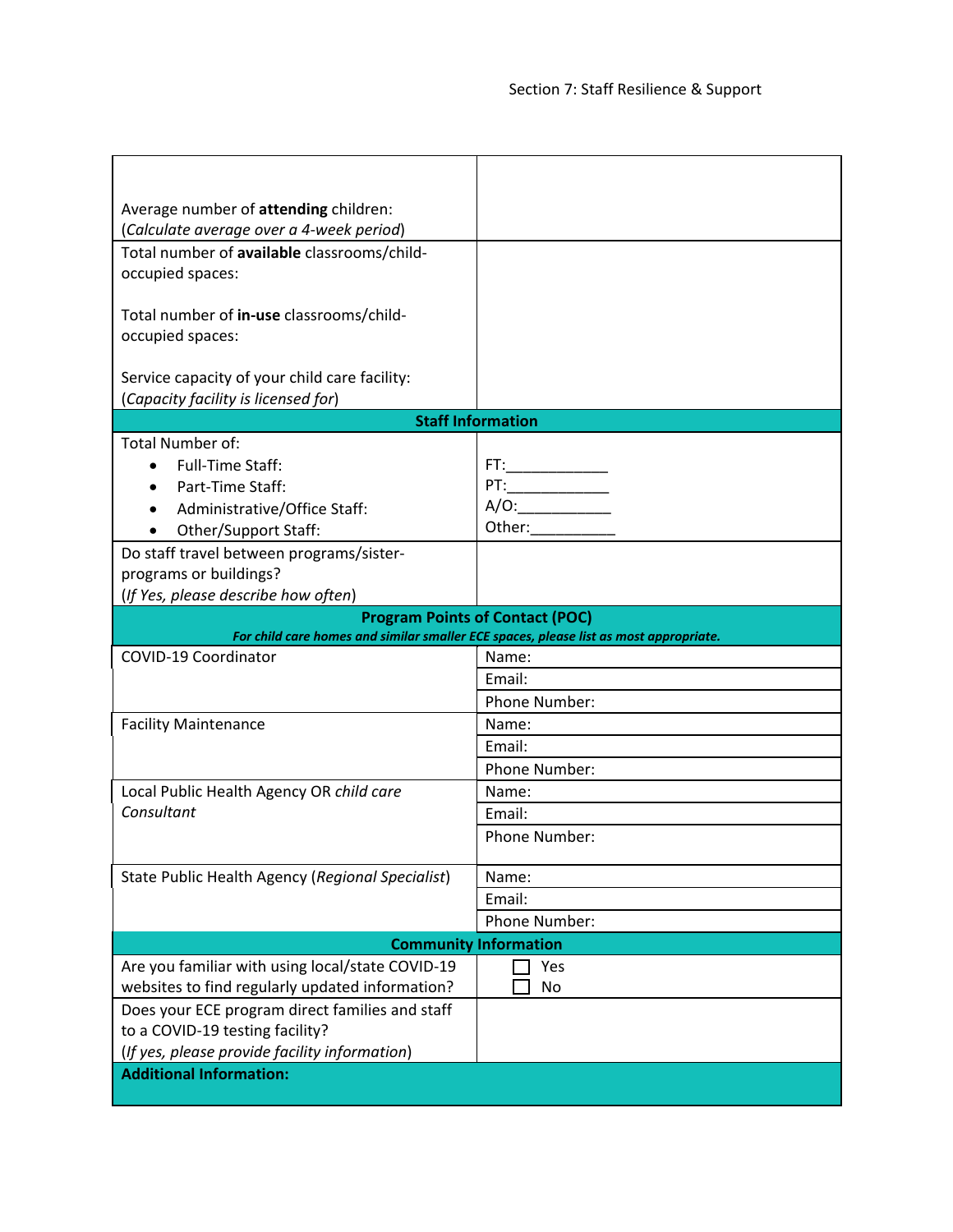| | |
|---|---|
| Average number of **attending** children:<br>(*Calculate average over a 4-week period*) | |
| Total number of **available** classrooms/child-occupied spaces:<br><br>Total number of **in-use** classrooms/child-occupied spaces:<br><br>Service capacity of your child care facility:<br>(*Capacity facility is licensed for*) | |
| **Staff Information** | |
| Total Number of:<br>• Full-Time Staff:<br>• Part-Time Staff:<br>• Administrative/Office Staff:<br>• Other/Support Staff: | FT:____________<br>PT:____________<br>A/O:___________<br>Other:__________ |
| Do staff travel between programs/sister-programs or buildings?<br>(*If Yes, please describe how often*) | |
| **Program Points of Contact (POC)**<br>***For child care homes and similar smaller ECE spaces, please list as most appropriate.*** | |
| COVID-19 Coordinator | Name: |
| | Email: |
| | Phone Number: |
| Facility Maintenance | Name: |
| | Email: |
| | Phone Number: |
| Local Public Health Agency OR *child care Consultant* | Name: |
| | Email: |
| | Phone Number: |
| State Public Health Agency (*Regional Specialist*) | Name: |
| | Email: |
| | Phone Number: |
| **Community Information** | |
| Are you familiar with using local/state COVID-19 websites to find regularly updated information? | ☐ Yes<br>☐ No |
| Does your ECE program direct families and staff to a COVID-19 testing facility?<br>(*If yes, please provide facility information*) | |
| **Additional Information:** | |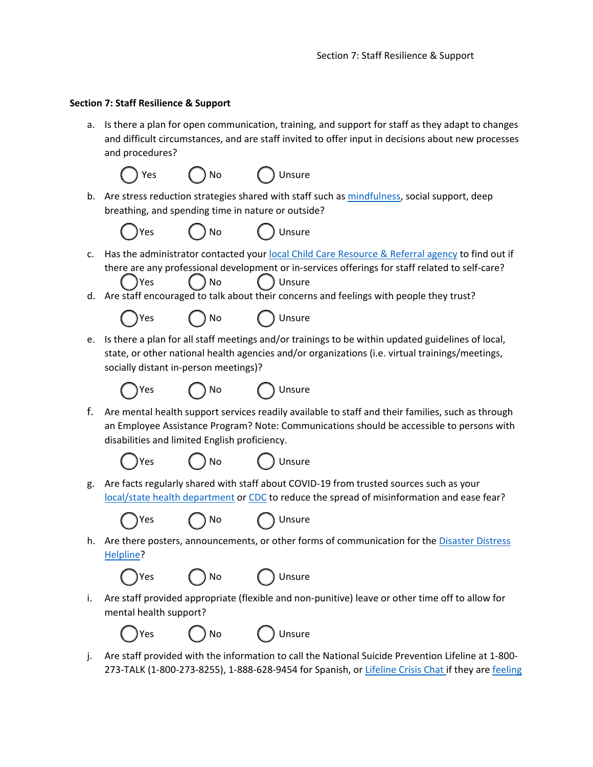**Section 7: Staff Resilience & Support**

a. Is there a plan for open communication, training, and support for staff as they adapt to changes and difficult circumstances, and are staff invited to offer input in decisions about new processes and procedures?

◯ Yes ◯ No ◯ Unsure

b. Are stress reduction strategies shared with staff such as mindfulness, social support, deep breathing, and spending time in nature or outside?

◯ Yes ◯ No ◯ Unsure

c. Has the administrator contacted your local Child Care Resource & Referral agency to find out if there are any professional development or in-services offerings for staff related to self-care?

◯ Yes ◯ No ◯ Unsure

d. Are staff encouraged to talk about their concerns and feelings with people they trust?

◯ Yes ◯ No ◯ Unsure

e. Is there a plan for all staff meetings and/or trainings to be within updated guidelines of local, state, or other national health agencies and/or organizations (i.e. virtual trainings/meetings, socially distant in-person meetings)?

◯ Yes ◯ No ◯ Unsure

f. Are mental health support services readily available to staff and their families, such as through an Employee Assistance Program? Note: Communications should be accessible to persons with disabilities and limited English proficiency.

◯ Yes ◯ No ◯ Unsure

g. Are facts regularly shared with staff about COVID-19 from trusted sources such as your local/state health department or CDC to reduce the spread of misinformation and ease fear?

◯ Yes ◯ No ◯ Unsure

h. Are there posters, announcements, or other forms of communication for the Disaster Distress Helpline?

◯ Yes ◯ No ◯ Unsure

i. Are staff provided appropriate (flexible and non-punitive) leave or other time off to allow for mental health support?

◯ Yes ◯ No ◯ Unsure

j. Are staff provided with the information to call the National Suicide Prevention Lifeline at 1-800-273-TALK (1-800-273-8255), 1-888-628-9454 for Spanish, or Lifeline Crisis Chat if they are feeling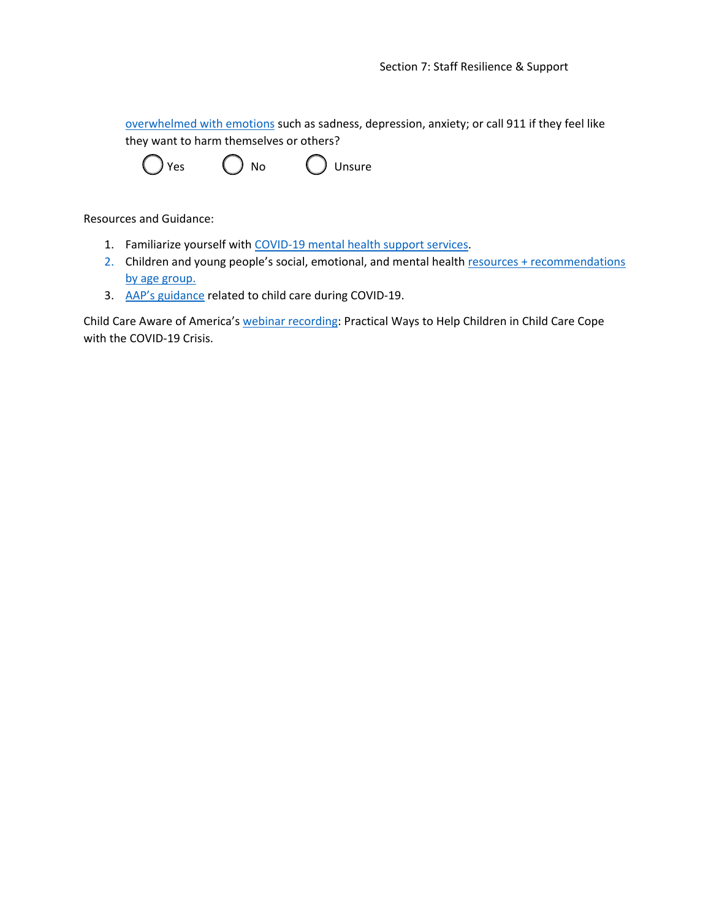overwhelmed with emotions such as sadness, depression, anxiety; or call 911 if they feel like they want to harm themselves or others?

◯ Yes ◯ No ◯ Unsure

Resources and Guidance:

1. Familiarize yourself with COVID-19 mental health support services.
2. Children and young people's social, emotional, and mental health resources + recommendations by age group.
3. AAP's guidance related to child care during COVID-19.

Child Care Aware of America's webinar recording: Practical Ways to Help Children in Child Care Cope with the COVID-19 Crisis.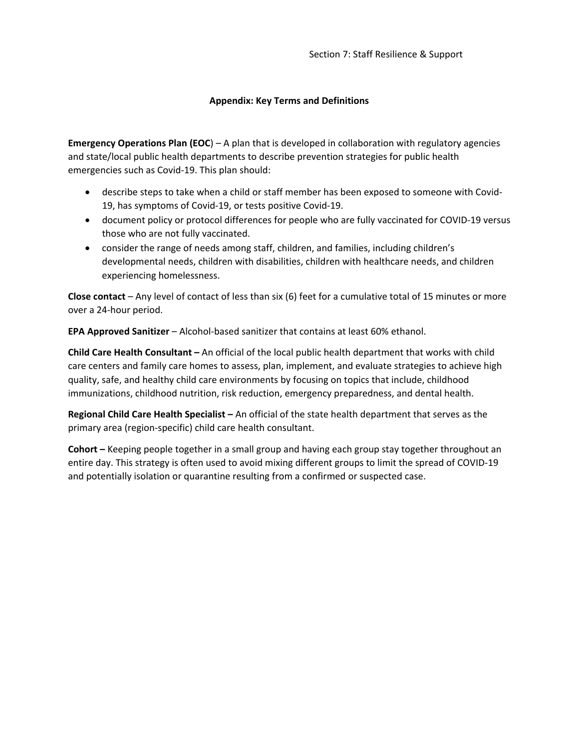## Appendix: Key Terms and Definitions

**Emergency Operations Plan (EOC**) – A plan that is developed in collaboration with regulatory agencies and state/local public health departments to describe prevention strategies for public health emergencies such as Covid-19. This plan should:

- describe steps to take when a child or staff member has been exposed to someone with Covid-19, has symptoms of Covid-19, or tests positive Covid-19.
- document policy or protocol differences for people who are fully vaccinated for COVID-19 versus those who are not fully vaccinated.
- consider the range of needs among staff, children, and families, including children's developmental needs, children with disabilities, children with healthcare needs, and children experiencing homelessness.

**Close contact** – Any level of contact of less than six (6) feet for a cumulative total of 15 minutes or more over a 24-hour period.

**EPA Approved Sanitizer** – Alcohol-based sanitizer that contains at least 60% ethanol.

**Child Care Health Consultant –** An official of the local public health department that works with child care centers and family care homes to assess, plan, implement, and evaluate strategies to achieve high quality, safe, and healthy child care environments by focusing on topics that include, childhood immunizations, childhood nutrition, risk reduction, emergency preparedness, and dental health.

**Regional Child Care Health Specialist –** An official of the state health department that serves as the primary area (region-specific) child care health consultant.

**Cohort –** Keeping people together in a small group and having each group stay together throughout an entire day. This strategy is often used to avoid mixing different groups to limit the spread of COVID-19 and potentially isolation or quarantine resulting from a confirmed or suspected case.